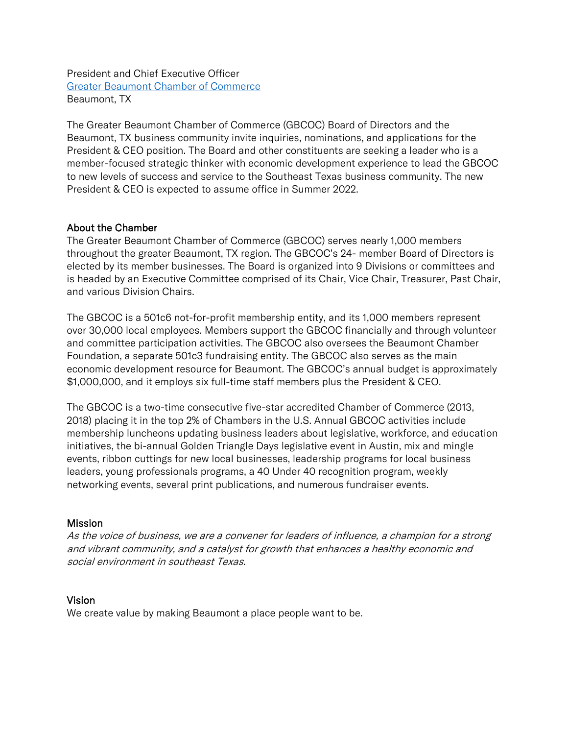President and Chief Executive Officer
[Greater Beaumont Chamber of Commerce]
Beaumont, TX

The Greater Beaumont Chamber of Commerce (GBCOC) Board of Directors and the Beaumont, TX business community invite inquiries, nominations, and applications for the President & CEO position. The Board and other constituents are seeking a leader who is a member-focused strategic thinker with economic development experience to lead the GBCOC to new levels of success and service to the Southeast Texas business community. The new President & CEO is expected to assume office in Summer 2022.

## About the Chamber

The Greater Beaumont Chamber of Commerce (GBCOC) serves nearly 1,000 members throughout the greater Beaumont, TX region. The GBCOC's 24- member Board of Directors is elected by its member businesses. The Board is organized into 9 Divisions or committees and is headed by an Executive Committee comprised of its Chair, Vice Chair, Treasurer, Past Chair, and various Division Chairs.

The GBCOC is a 501c6 not-for-profit membership entity, and its 1,000 members represent over 30,000 local employees. Members support the GBCOC financially and through volunteer and committee participation activities. The GBCOC also oversees the Beaumont Chamber Foundation, a separate 501c3 fundraising entity. The GBCOC also serves as the main economic development resource for Beaumont. The GBCOC's annual budget is approximately $1,000,000, and it employs six full-time staff members plus the President & CEO.

The GBCOC is a two-time consecutive five-star accredited Chamber of Commerce (2013, 2018) placing it in the top 2% of Chambers in the U.S. Annual GBCOC activities include membership luncheons updating business leaders about legislative, workforce, and education initiatives, the bi-annual Golden Triangle Days legislative event in Austin, mix and mingle events, ribbon cuttings for new local businesses, leadership programs for local business leaders, young professionals programs, a 40 Under 40 recognition program, weekly networking events, several print publications, and numerous fundraiser events.

## Mission

*As the voice of business, we are a convener for leaders of influence, a champion for a strong and vibrant community, and a catalyst for growth that enhances a healthy economic and social environment in southeast Texas.*

## Vision

We create value by making Beaumont a place people want to be.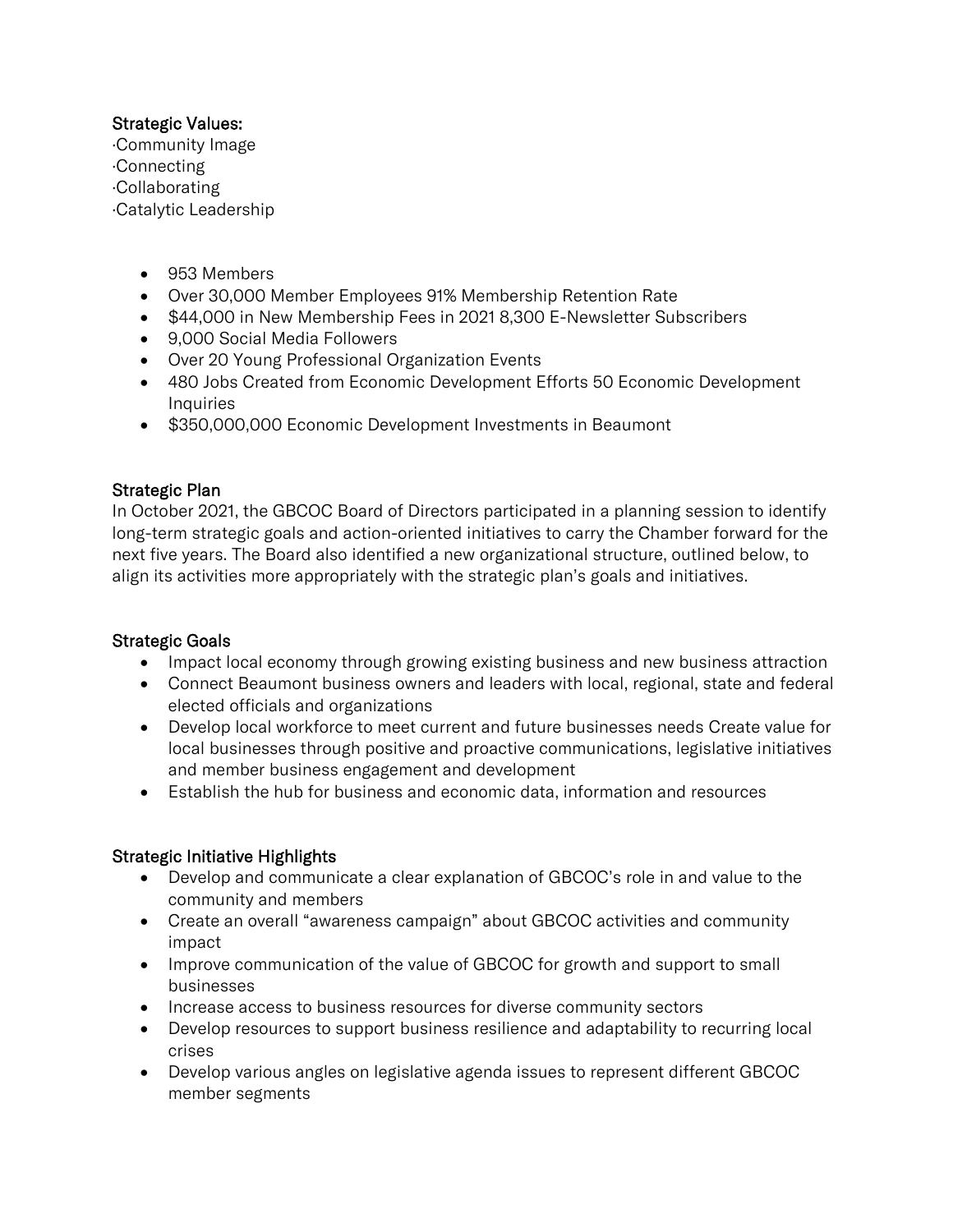Strategic Values:

·Community Image
·Connecting
·Collaborating
·Catalytic Leadership

- 953 Members
- Over 30,000 Member Employees 91% Membership Retention Rate
- $44,000 in New Membership Fees in 2021 8,300 E-Newsletter Subscribers
- 9,000 Social Media Followers
- Over 20 Young Professional Organization Events
- 480 Jobs Created from Economic Development Efforts 50 Economic Development Inquiries
- $350,000,000 Economic Development Investments in Beaumont

Strategic Plan

In October 2021, the GBCOC Board of Directors participated in a planning session to identify long-term strategic goals and action-oriented initiatives to carry the Chamber forward for the next five years. The Board also identified a new organizational structure, outlined below, to align its activities more appropriately with the strategic plan's goals and initiatives.

Strategic Goals

- Impact local economy through growing existing business and new business attraction
- Connect Beaumont business owners and leaders with local, regional, state and federal elected officials and organizations
- Develop local workforce to meet current and future businesses needs Create value for local businesses through positive and proactive communications, legislative initiatives and member business engagement and development
- Establish the hub for business and economic data, information and resources

Strategic Initiative Highlights

- Develop and communicate a clear explanation of GBCOC's role in and value to the community and members
- Create an overall "awareness campaign" about GBCOC activities and community impact
- Improve communication of the value of GBCOC for growth and support to small businesses
- Increase access to business resources for diverse community sectors
- Develop resources to support business resilience and adaptability to recurring local crises
- Develop various angles on legislative agenda issues to represent different GBCOC member segments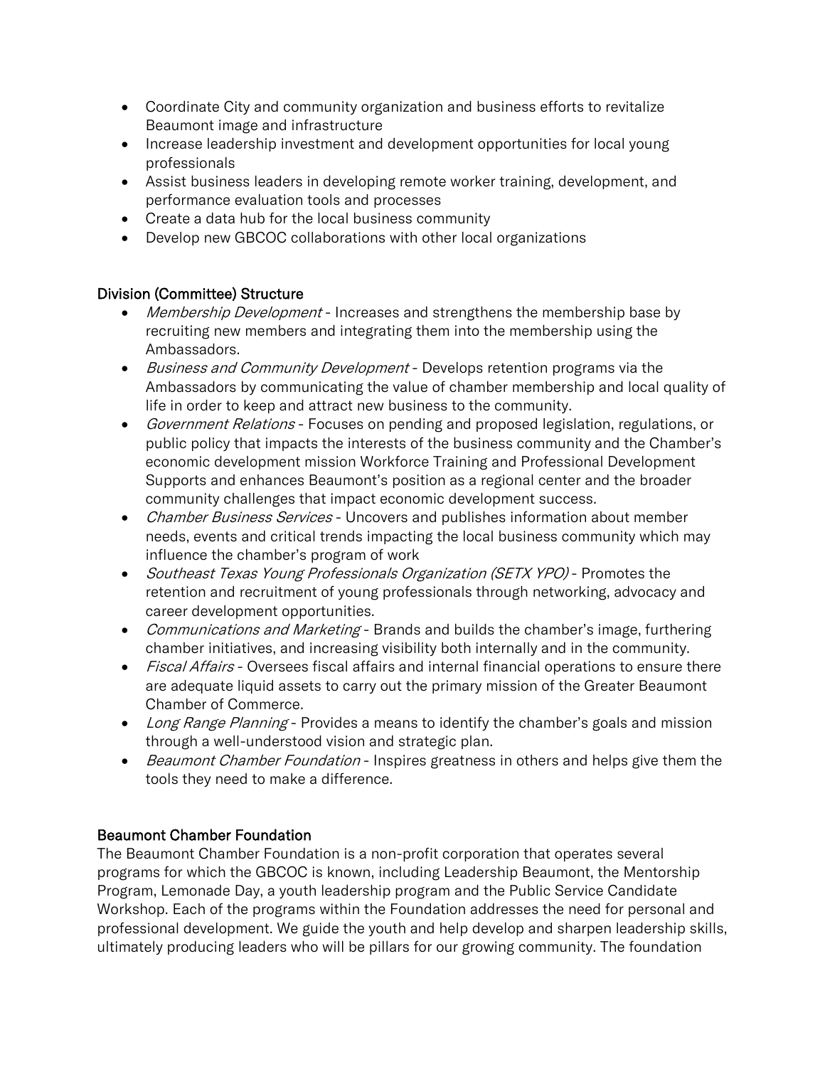- Coordinate City and community organization and business efforts to revitalize Beaumont image and infrastructure
- Increase leadership investment and development opportunities for local young professionals
- Assist business leaders in developing remote worker training, development, and performance evaluation tools and processes
- Create a data hub for the local business community
- Develop new GBCOC collaborations with other local organizations

## Division (Committee) Structure

- *Membership Development* - Increases and strengthens the membership base by recruiting new members and integrating them into the membership using the Ambassadors.
- *Business and Community Development* - Develops retention programs via the Ambassadors by communicating the value of chamber membership and local quality of life in order to keep and attract new business to the community.
- *Government Relations* - Focuses on pending and proposed legislation, regulations, or public policy that impacts the interests of the business community and the Chamber's economic development mission Workforce Training and Professional Development Supports and enhances Beaumont's position as a regional center and the broader community challenges that impact economic development success.
- *Chamber Business Services* - Uncovers and publishes information about member needs, events and critical trends impacting the local business community which may influence the chamber's program of work
- *Southeast Texas Young Professionals Organization (SETX YPO)* - Promotes the retention and recruitment of young professionals through networking, advocacy and career development opportunities.
- *Communications and Marketing* - Brands and builds the chamber's image, furthering chamber initiatives, and increasing visibility both internally and in the community.
- *Fiscal Affairs* - Oversees fiscal affairs and internal financial operations to ensure there are adequate liquid assets to carry out the primary mission of the Greater Beaumont Chamber of Commerce.
- *Long Range Planning* - Provides a means to identify the chamber's goals and mission through a well-understood vision and strategic plan.
- *Beaumont Chamber Foundation* - Inspires greatness in others and helps give them the tools they need to make a difference.

## Beaumont Chamber Foundation

The Beaumont Chamber Foundation is a non-profit corporation that operates several programs for which the GBCOC is known, including Leadership Beaumont, the Mentorship Program, Lemonade Day, a youth leadership program and the Public Service Candidate Workshop. Each of the programs within the Foundation addresses the need for personal and professional development. We guide the youth and help develop and sharpen leadership skills, ultimately producing leaders who will be pillars for our growing community. The foundation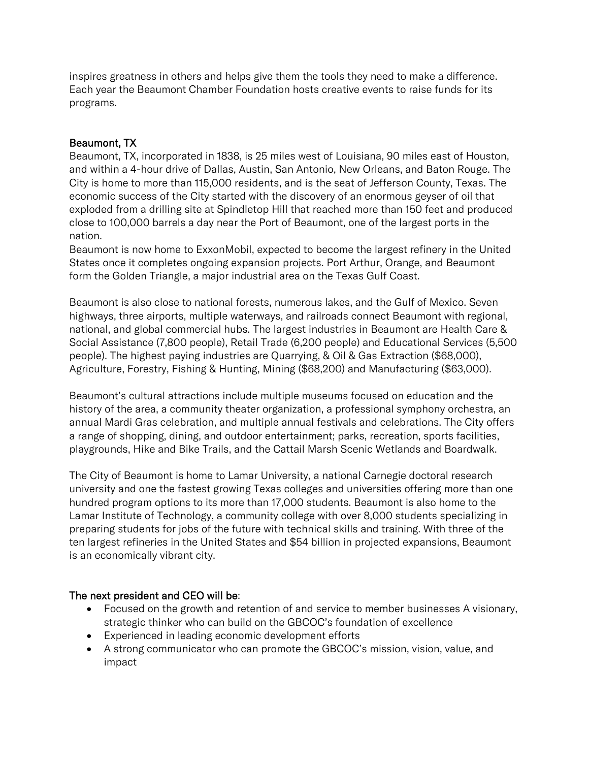inspires greatness in others and helps give them the tools they need to make a difference. Each year the Beaumont Chamber Foundation hosts creative events to raise funds for its programs.

## Beaumont, TX

Beaumont, TX, incorporated in 1838, is 25 miles west of Louisiana, 90 miles east of Houston, and within a 4-hour drive of Dallas, Austin, San Antonio, New Orleans, and Baton Rouge. The City is home to more than 115,000 residents, and is the seat of Jefferson County, Texas. The economic success of the City started with the discovery of an enormous geyser of oil that exploded from a drilling site at Spindletop Hill that reached more than 150 feet and produced close to 100,000 barrels a day near the Port of Beaumont, one of the largest ports in the nation.

Beaumont is now home to ExxonMobil, expected to become the largest refinery in the United States once it completes ongoing expansion projects. Port Arthur, Orange, and Beaumont form the Golden Triangle, a major industrial area on the Texas Gulf Coast.

Beaumont is also close to national forests, numerous lakes, and the Gulf of Mexico. Seven highways, three airports, multiple waterways, and railroads connect Beaumont with regional, national, and global commercial hubs. The largest industries in Beaumont are Health Care & Social Assistance (7,800 people), Retail Trade (6,200 people) and Educational Services (5,500 people). The highest paying industries are Quarrying, & Oil & Gas Extraction ($68,000), Agriculture, Forestry, Fishing & Hunting, Mining ($68,200) and Manufacturing ($63,000).

Beaumont's cultural attractions include multiple museums focused on education and the history of the area, a community theater organization, a professional symphony orchestra, an annual Mardi Gras celebration, and multiple annual festivals and celebrations. The City offers a range of shopping, dining, and outdoor entertainment; parks, recreation, sports facilities, playgrounds, Hike and Bike Trails, and the Cattail Marsh Scenic Wetlands and Boardwalk.

The City of Beaumont is home to Lamar University, a national Carnegie doctoral research university and one the fastest growing Texas colleges and universities offering more than one hundred program options to its more than 17,000 students. Beaumont is also home to the Lamar Institute of Technology, a community college with over 8,000 students specializing in preparing students for jobs of the future with technical skills and training. With three of the ten largest refineries in the United States and $54 billion in projected expansions, Beaumont is an economically vibrant city.

## The next president and CEO will be:

- Focused on the growth and retention of and service to member businesses A visionary, strategic thinker who can build on the GBCOC's foundation of excellence
- Experienced in leading economic development efforts
- A strong communicator who can promote the GBCOC's mission, vision, value, and impact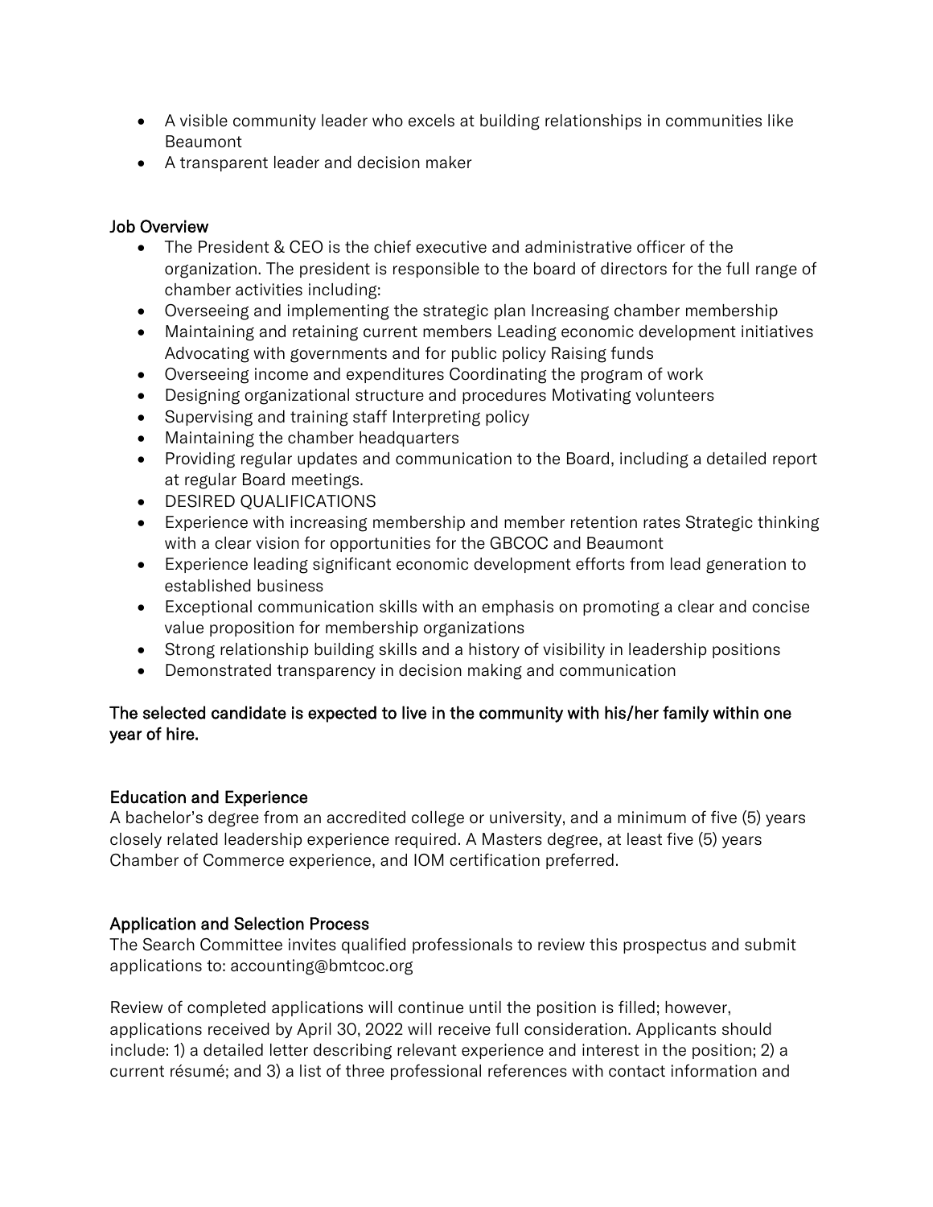- A visible community leader who excels at building relationships in communities like Beaumont
- A transparent leader and decision maker

## Job Overview

- The President & CEO is the chief executive and administrative officer of the organization. The president is responsible to the board of directors for the full range of chamber activities including:
- Overseeing and implementing the strategic plan Increasing chamber membership
- Maintaining and retaining current members Leading economic development initiatives Advocating with governments and for public policy Raising funds
- Overseeing income and expenditures Coordinating the program of work
- Designing organizational structure and procedures Motivating volunteers
- Supervising and training staff Interpreting policy
- Maintaining the chamber headquarters
- Providing regular updates and communication to the Board, including a detailed report at regular Board meetings.
- DESIRED QUALIFICATIONS
- Experience with increasing membership and member retention rates Strategic thinking with a clear vision for opportunities for the GBCOC and Beaumont
- Experience leading significant economic development efforts from lead generation to established business
- Exceptional communication skills with an emphasis on promoting a clear and concise value proposition for membership organizations
- Strong relationship building skills and a history of visibility in leadership positions
- Demonstrated transparency in decision making and communication

**The selected candidate is expected to live in the community with his/her family within one year of hire.**

## Education and Experience

A bachelor's degree from an accredited college or university, and a minimum of five (5) years closely related leadership experience required. A Masters degree, at least five (5) years Chamber of Commerce experience, and IOM certification preferred.

## Application and Selection Process

The Search Committee invites qualified professionals to review this prospectus and submit applications to: accounting@bmtcoc.org

Review of completed applications will continue until the position is filled; however, applications received by April 30, 2022 will receive full consideration. Applicants should include: 1) a detailed letter describing relevant experience and interest in the position; 2) a current résumé; and 3) a list of three professional references with contact information and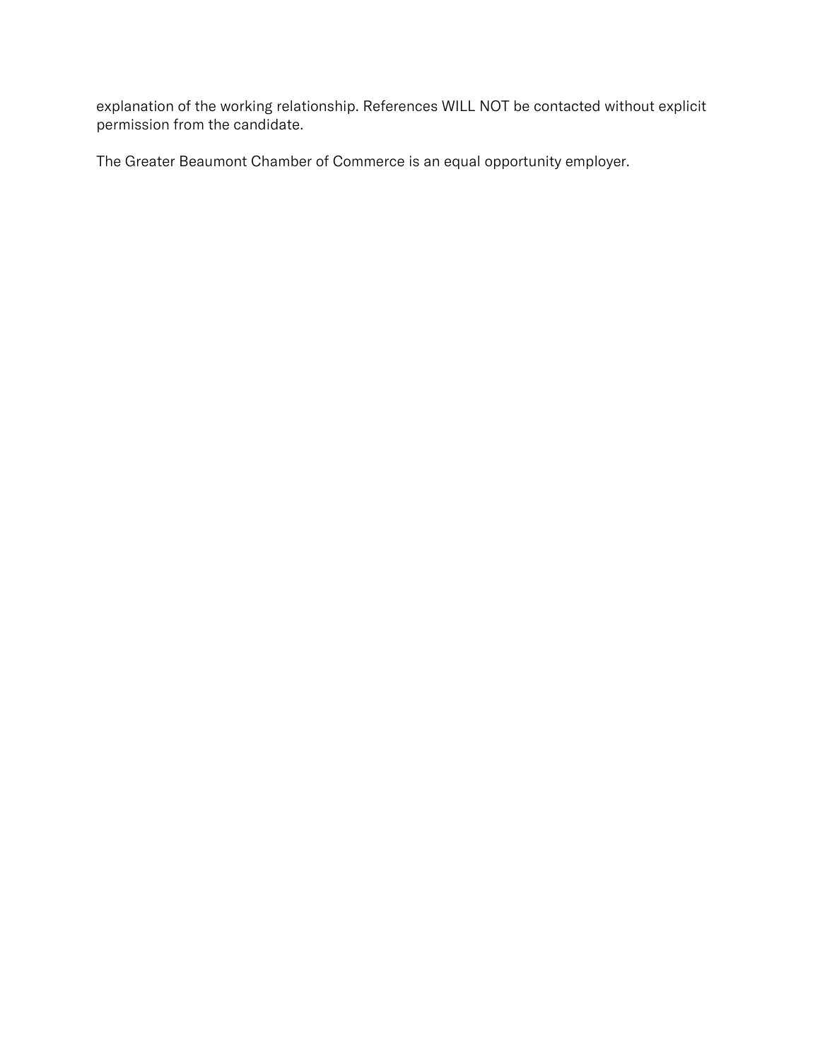explanation of the working relationship. References WILL NOT be contacted without explicit permission from the candidate.

The Greater Beaumont Chamber of Commerce is an equal opportunity employer.